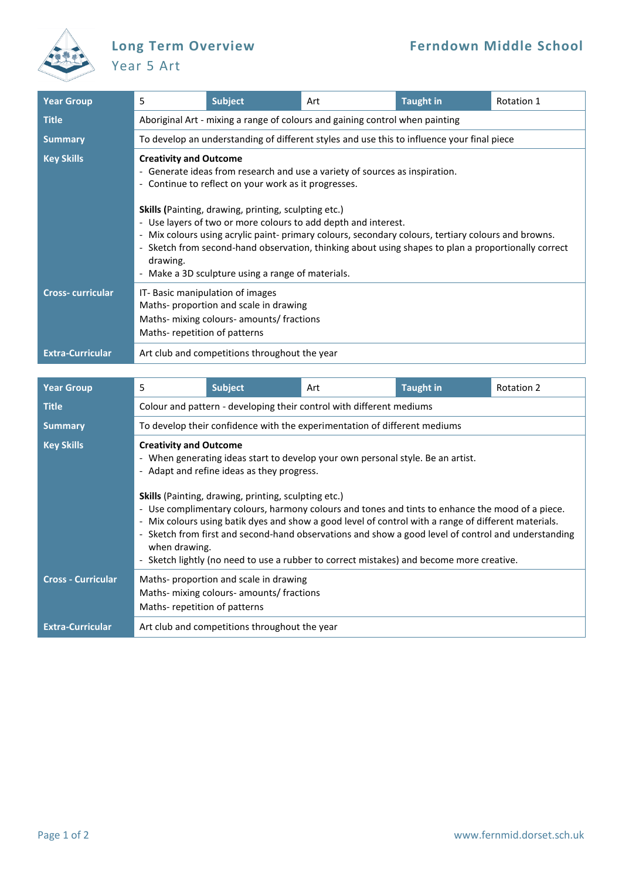# Long Term Overview

## Year 5 Art

**Ferndown Middle School**

| Year Group | 5 | Subject | Art | Taught in | Rotation 1 |
|---|---|---|---|---|---|
| **Title** | Aboriginal Art - mixing a range of colours and gaining control when painting | | | | |
| **Summary** | To develop an understanding of different styles and use this to influence your final piece | | | | |
| **Key Skills** | **Creativity and Outcome**<br>- Generate ideas from research and use a variety of sources as inspiration.<br>- Continue to reflect on your work as it progresses.<br><br>**Skills (**Painting, drawing, printing, sculpting etc.)<br>- Use layers of two or more colours to add depth and interest.<br>- Mix colours using acrylic paint- primary colours, secondary colours, tertiary colours and browns.<br>- Sketch from second-hand observation, thinking about using shapes to plan a proportionally correct drawing.<br>- Make a 3D sculpture using a range of materials. | | | | |
| **Cross- curricular** | IT- Basic manipulation of images<br>Maths- proportion and scale in drawing<br>Maths- mixing colours- amounts/ fractions<br>Maths- repetition of patterns | | | | |
| **Extra-Curricular** | Art club and competitions throughout the year | | | | |

| Year Group | 5 | Subject | Art | Taught in | Rotation 2 |
|---|---|---|---|---|---|
| **Title** | Colour and pattern - developing their control with different mediums | | | | |
| **Summary** | To develop their confidence with the experimentation of different mediums | | | | |
| **Key Skills** | **Creativity and Outcome**<br>- When generating ideas start to develop your own personal style. Be an artist.<br>- Adapt and refine ideas as they progress.<br><br>**Skills** (Painting, drawing, printing, sculpting etc.)<br>- Use complimentary colours, harmony colours and tones and tints to enhance the mood of a piece.<br>- Mix colours using batik dyes and show a good level of control with a range of different materials.<br>- Sketch from first and second-hand observations and show a good level of control and understanding when drawing.<br>- Sketch lightly (no need to use a rubber to correct mistakes) and become more creative. | | | | |
| **Cross - Curricular** | Maths- proportion and scale in drawing<br>Maths- mixing colours- amounts/ fractions<br>Maths- repetition of patterns | | | | |
| **Extra-Curricular** | Art club and competitions throughout the year | | | | |

www.fernmid.dorset.sch.uk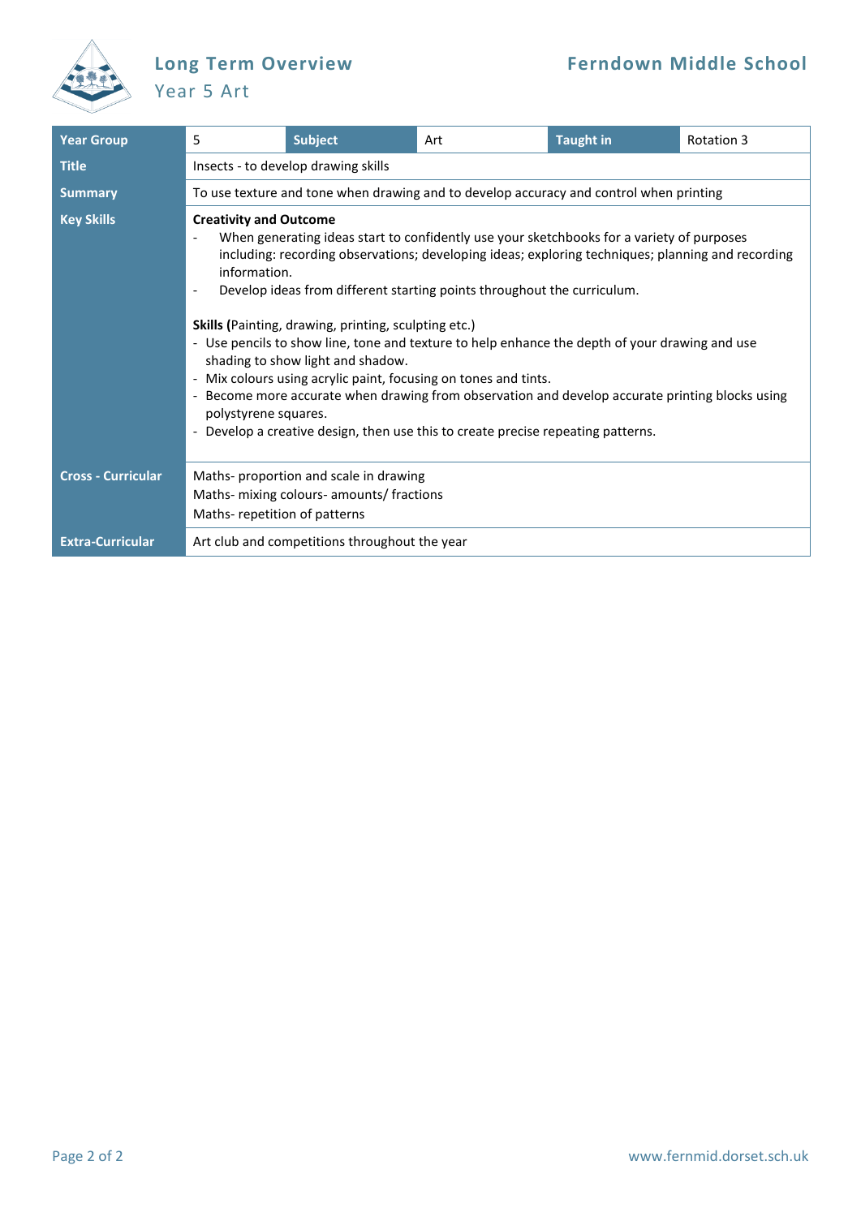# Long Term Overview

## Year 5 Art

**Ferndown Middle School**

| | | | | | |
|---|---|---|---|---|---|
| **Year Group** | 5 | **Subject** | Art | **Taught in** | Rotation 3 |
| **Title** | Insects - to develop drawing skills | | | | |
| **Summary** | To use texture and tone when drawing and to develop accuracy and control when printing | | | | |
| **Key Skills** | **Creativity and Outcome**<br>- When generating ideas start to confidently use your sketchbooks for a variety of purposes including: recording observations; developing ideas; exploring techniques; planning and recording information.<br>- Develop ideas from different starting points throughout the curriculum.<br><br>**Skills (**Painting, drawing, printing, sculpting etc.)<br>- Use pencils to show line, tone and texture to help enhance the depth of your drawing and use shading to show light and shadow.<br>- Mix colours using acrylic paint, focusing on tones and tints.<br>- Become more accurate when drawing from observation and develop accurate printing blocks using polystyrene squares.<br>- Develop a creative design, then use this to create precise repeating patterns. | | | | |
| **Cross - Curricular** | Maths- proportion and scale in drawing<br>Maths- mixing colours- amounts/ fractions<br>Maths- repetition of patterns | | | | |
| **Extra-Curricular** | Art club and competitions throughout the year | | | | |